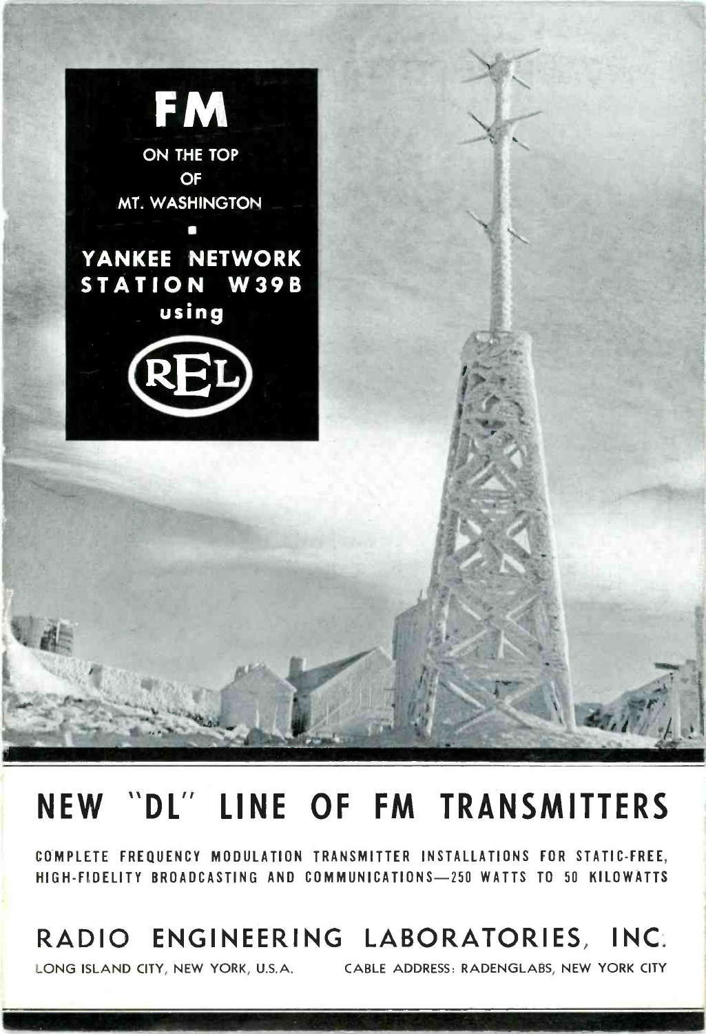# FM

ON THE TOP OF MT. WASHINGTON

YANKEE NETWORK STATION W39B using

REL

# NEW "DL" LINE OF FM TRANSMITTERS

COMPLETE FREQUENCY MODULATION TRANSMITTER INSTALLATIONS FOR STATIC-FREE, HIGH-FIDELITY BROADCASTING AND COMMUNICATIONS—250 WATTS TO 50 KILOWATTS

## RADIO ENGINEERING LABORATORIES, INC.

LONG ISLAND CITY, NEW YORK, U.S.A. CABLE ADDRESS: RADENGLABS, NEW YORK CITY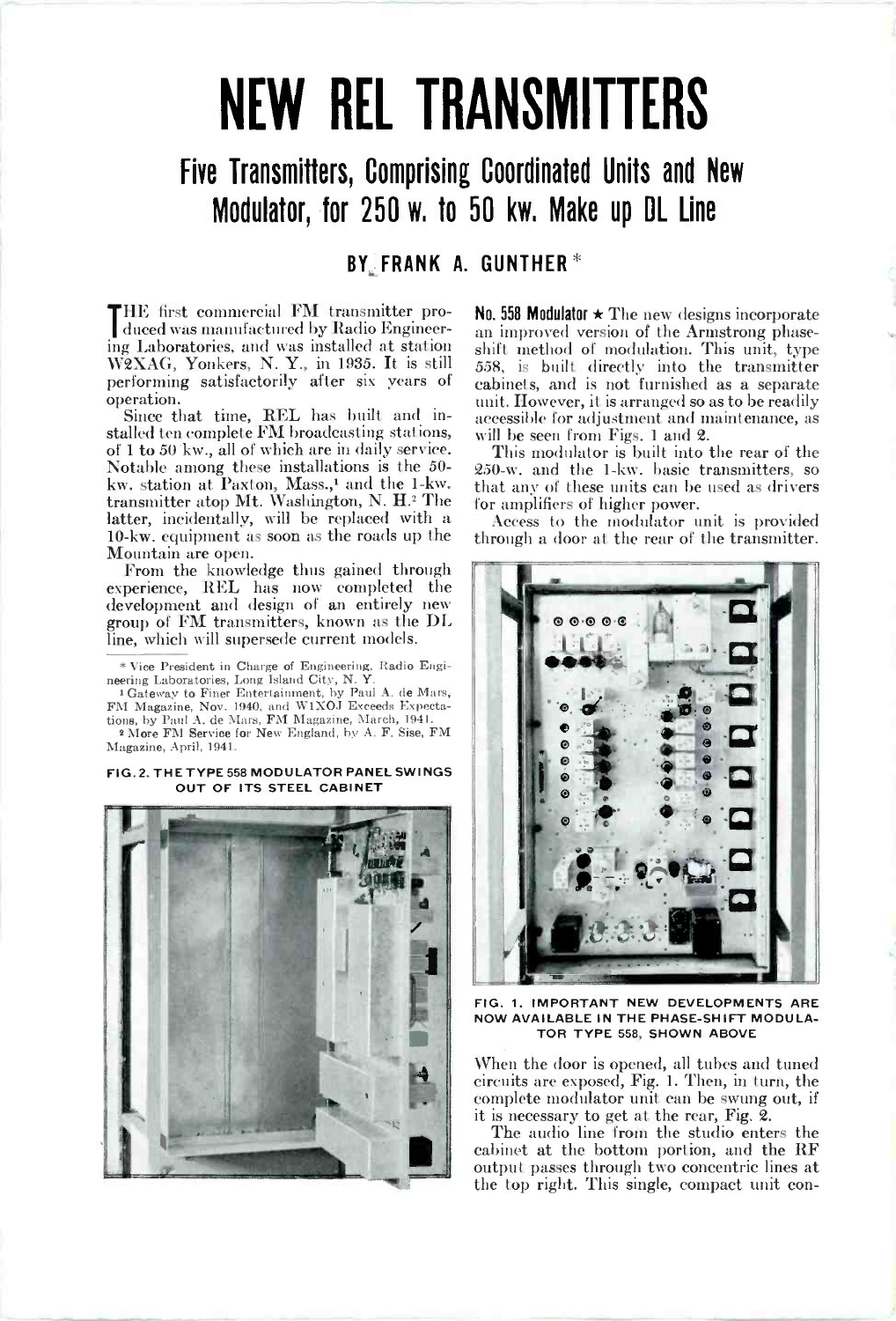# NEW REL TRANSMITTERS

## Five Transmitters, Comprising Coordinated Units and New Modulator, for 250 w. to 50 kw. Make up DL Line

### BY FRANK A. GUNTHER*

THE first commercial FM transmitter produced was manufactured by Radio Engineering Laboratories, and was installed at station W2XAG, Yonkers, N. Y., in 1935. It is still performing satisfactorily after six years of operation.

Since that time, REL has built and installed ten complete FM broadcasting stations, of 1 to 50 kw., all of which are in daily service. Notable among these installations is the 50-kw. station at Paxton, Mass.,[1] and the 1-kw. transmitter atop Mt. Washington, N. H.[2] The latter, incidentally, will be replaced with a 10-kw. equipment as soon as the roads up the Mountain are open.

From the knowledge thus gained through experience, REL has now completed the development and design of an entirely new group of FM transmitters, known as the DL line, which will supersede current models.

\* Vice President in Charge of Engineering, Radio Engineering Laboratories, Long Island City, N. Y.

[1] Gateway to Finer Entertainment, by Paul A. de Mars, FM Magazine, Nov. 1940, and W1XOJ Exceeds Expectations, by Paul A. de Mars, FM Magazine, March, 1941.

[2] More FM Service for New England, by A. F. Sise, FM Magazine, April, 1941.

FIG. 2. THE TYPE 558 MODULATOR PANEL SWINGS OUT OF ITS STEEL CABINET

**No. 558 Modulator** ★ The new designs incorporate an improved version of the Armstrong phase-shift method of modulation. This unit, type 558, is built directly into the transmitter cabinets, and is not furnished as a separate unit. However, it is arranged so as to be readily accessible for adjustment and maintenance, as will be seen from Figs. 1 and 2.

This modulator is built into the rear of the 250-w. and the 1-kw. basic transmitters, so that any of these units can be used as drivers for amplifiers of higher power.

Access to the modulator unit is provided through a door at the rear of the transmitter.

FIG. 1. IMPORTANT NEW DEVELOPMENTS ARE NOW AVAILABLE IN THE PHASE-SHIFT MODULATOR TYPE 558, SHOWN ABOVE

When the door is opened, all tubes and tuned circuits are exposed, Fig. 1. Then, in turn, the complete modulator unit can be swung out, if it is necessary to get at the rear, Fig. 2.

The audio line from the studio enters the cabinet at the bottom portion, and the RF output passes through two concentric lines at the top right. This single, compact unit con-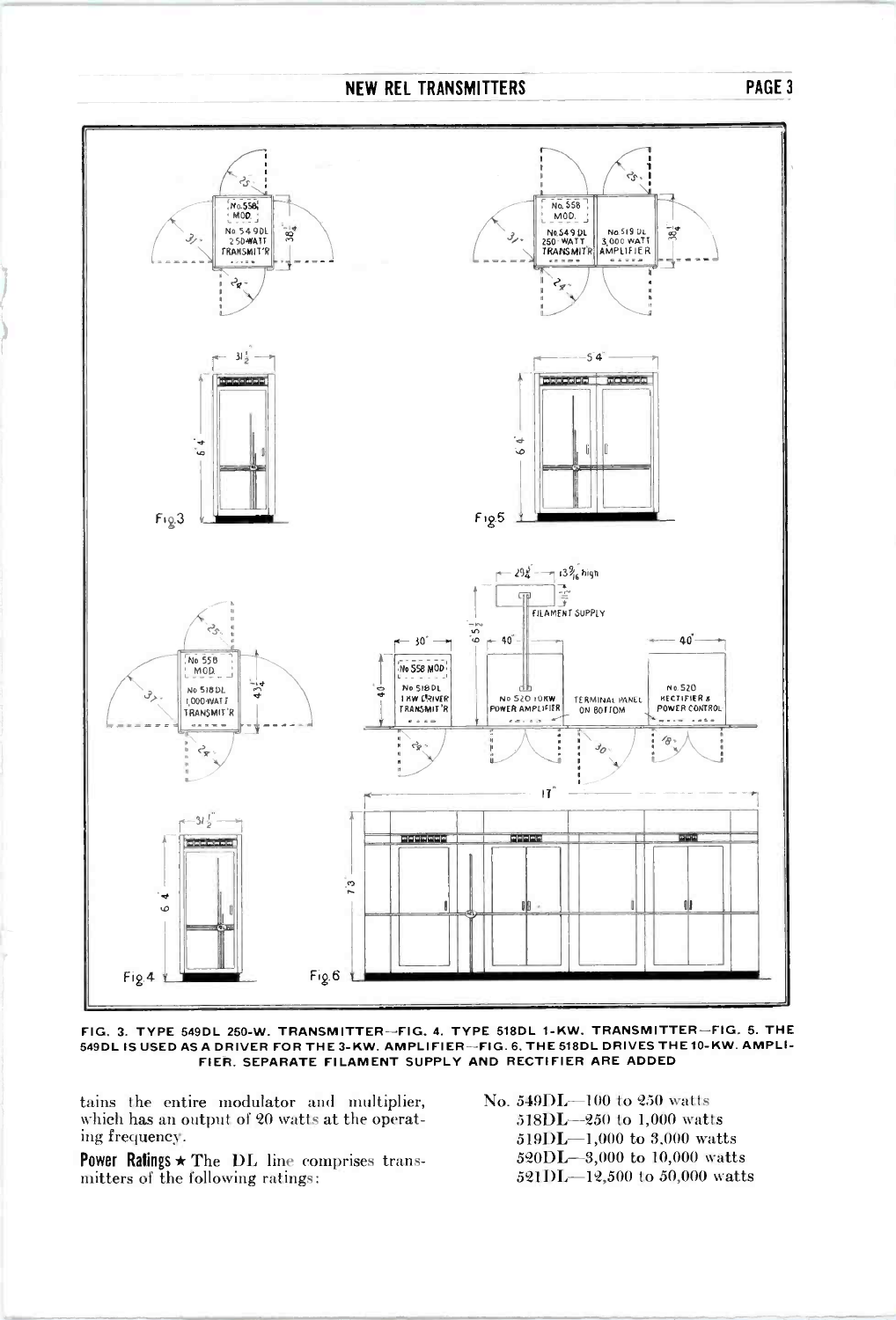FIG. 3. TYPE 549DL 250-W. TRANSMITTER—FIG. 4. TYPE 518DL 1-KW. TRANSMITTER—FIG. 5. THE 549DL IS USED AS A DRIVER FOR THE 3-KW. AMPLIFIER—FIG. 6. THE 518DL DRIVES THE 10-KW. AMPLIFIER. SEPARATE FILAMENT SUPPLY AND RECTIFIER ARE ADDED

tains the entire modulator and multiplier, which has an output of 20 watts at the operating frequency.

**Power Ratings ★** The DL line comprises transmitters of the following ratings:

No. 549DL—100 to 250 watts
518DL—250 to 1,000 watts
519DL—1,000 to 3,000 watts
520DL—3,000 to 10,000 watts
521DL—12,500 to 50,000 watts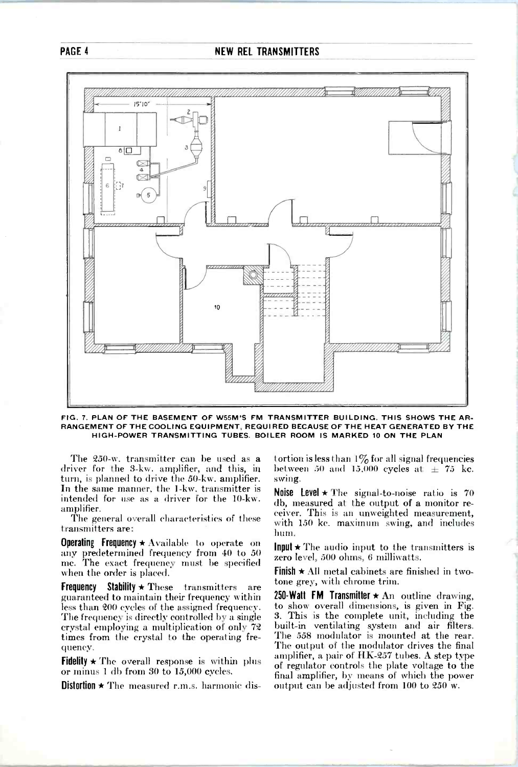FIG. 7. PLAN OF THE BASEMENT OF W55M'S FM TRANSMITTER BUILDING. THIS SHOWS THE ARRANGEMENT OF THE COOLING EQUIPMENT, REQUIRED BECAUSE OF THE HEAT GENERATED BY THE HIGH-POWER TRANSMITTING TUBES. BOILER ROOM IS MARKED 10 ON THE PLAN

The 250-w. transmitter can be used as a driver for the 3-kw. amplifier, and this, in turn, is planned to drive the 50-kw. amplifier. In the same manner, the 1-kw. transmitter is intended for use as a driver for the 10-kw. amplifier.

The general overall characteristics of these transmitters are:

**Operating Frequency ★** Available to operate on any predetermined frequency from 40 to 50 mc. The exact frequency must be specified when the order is placed.

**Frequency Stability ★** These transmitters are guaranteed to maintain their frequency within less than 200 cycles of the assigned frequency. The frequency is directly controlled by a single crystal employing a multiplication of only 72 times from the crystal to the operating frequency.

**Fidelity ★** The overall response is within plus or minus 1 db from 30 to 15,000 cycles.

**Distortion ★** The measured r.m.s. harmonic distortion is less than 1% for all signal frequencies between 50 and 15,000 cycles at ± 75 kc. swing.

**Noise Level ★** The signal-to-noise ratio is 70 db, measured at the output of a monitor receiver. This is an unweighted measurement, with 150 kc. maximum swing, and includes hum.

**Input ★** The audio input to the transmitters is zero level, 500 ohms, 6 milliwatts.

**Finish ★** All metal cabinets are finished in two-tone grey, with chrome trim.

**250-Watt FM Transmitter ★** An outline drawing, to show overall dimensions, is given in Fig. 3. This is the complete unit, including the built-in ventilating system and air filters. The 558 modulator is mounted at the rear. The output of the modulator drives the final amplifier, a pair of HK-257 tubes. A step type of regulator controls the plate voltage to the final amplifier, by means of which the power output can be adjusted from 100 to 250 w.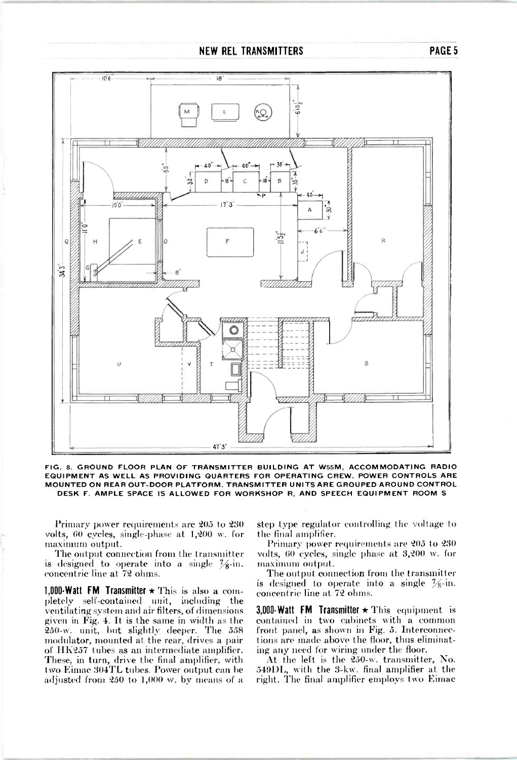FIG. 8. GROUND FLOOR PLAN OF TRANSMITTER BUILDING AT W55M, ACCOMMODATING RADIO EQUIPMENT AS WELL AS PROVIDING QUARTERS FOR OPERATING CREW. POWER CONTROLS ARE MOUNTED ON REAR OUT-DOOR PLATFORM. TRANSMITTER UNITS ARE GROUPED AROUND CONTROL DESK F. AMPLE SPACE IS ALLOWED FOR WORKSHOP R, AND SPEECH EQUIPMENT ROOM S

Primary power requirements are 205 to 230 volts, 60 cycles, single-phase at 1,200 w. for maximum output.

The output connection from the transmitter is designed to operate into a single 7/8-in. concentric line at 72 ohms.

**1,000-Watt FM Transmitter ★** This is also a completely self-contained unit, including the ventilating system and air filters, of dimensions given in Fig. 4. It is the same in width as the 250-w. unit, but slightly deeper. The 558 modulator, mounted at the rear, drives a pair of HK257 tubes as an intermediate amplifier. These, in turn, drive the final amplifier, with two Eimac 304TL tubes. Power output can be adjusted from 250 to 1,000 w. by means of a step type regulator controlling the voltage to the final amplifier.

Primary power requirements are 205 to 230 volts, 60 cycles, single phase at 3,200 w. for maximum output.

The output connection from the transmitter is designed to operate into a single 7/8-in. concentric line at 72 ohms.

**3,000-Watt FM Transmitter ★** This equipment is contained in two cabinets with a common front panel, as shown in Fig. 5. Interconnections are made above the floor, thus eliminating any need for wiring under the floor.

At the left is the 250-w. transmitter, No. 549DL, with the 3-kw. final amplifier at the right. The final amplifier employs two Eimac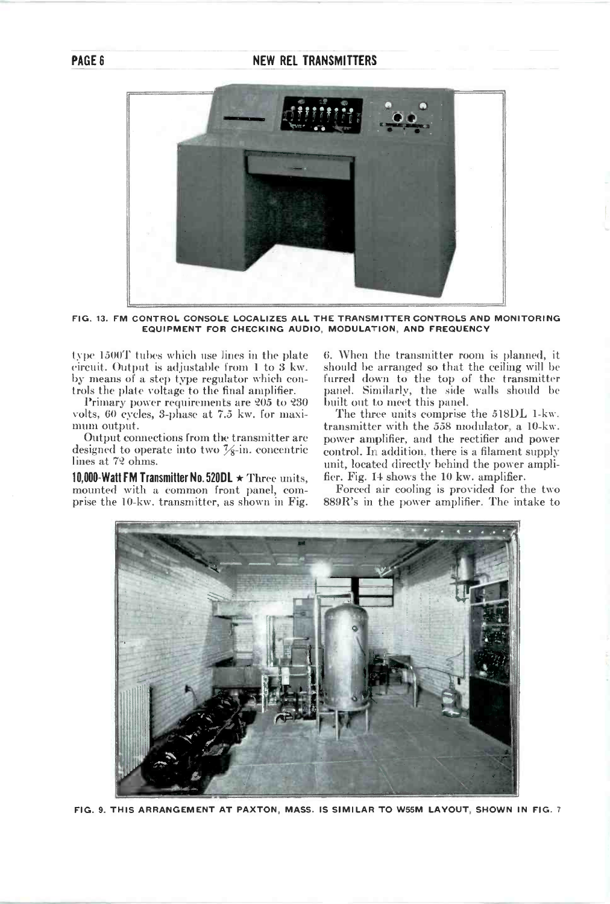FIG. 13. FM CONTROL CONSOLE LOCALIZES ALL THE TRANSMITTER CONTROLS AND MONITORING EQUIPMENT FOR CHECKING AUDIO, MODULATION, AND FREQUENCY

type 1500T tubes which use lines in the plate circuit. Output is adjustable from 1 to 3 kw. by means of a step type regulator which controls the plate voltage to the final amplifier.

Primary power requirements are 205 to 230 volts, 60 cycles, 3-phase at 7.5 kw. for maximum output.

Output connections from the transmitter are designed to operate into two 7/8-in. concentric lines at 72 ohms.

**10,000-Watt FM Transmitter No. 520DL ★** Three units, mounted with a common front panel, comprise the 10-kw. transmitter, as shown in Fig. 6. When the transmitter room is planned, it should be arranged so that the ceiling will be furred down to the top of the transmitter panel. Similarly, the side walls should be built out to meet this panel.

The three units comprise the 518DL 1-kw. transmitter with the 558 modulator, a 10-kw. power amplifier, and the rectifier and power control. In addition, there is a filament supply unit, located directly behind the power amplifier. Fig. 14 shows the 10 kw. amplifier.

Forced air cooling is provided for the two 889R's in the power amplifier. The intake to

FIG. 9. THIS ARRANGEMENT AT PAXTON, MASS. IS SIMILAR TO W55M LAYOUT, SHOWN IN FIG. 7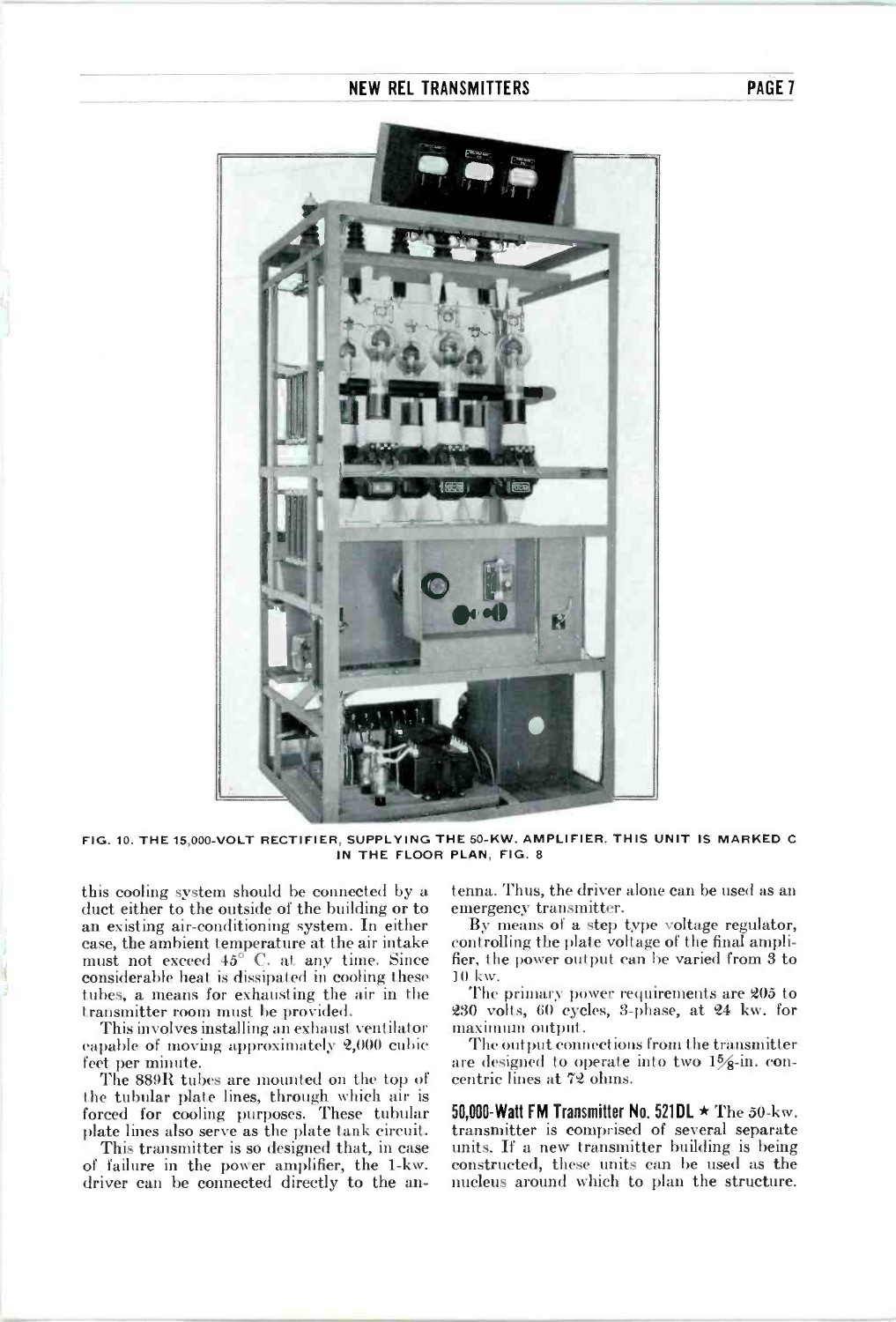FIG. 10. THE 15,000-VOLT RECTIFIER, SUPPLYING THE 50-KW. AMPLIFIER. THIS UNIT IS MARKED C IN THE FLOOR PLAN, FIG. 8

this cooling system should be connected by a duct either to the outside of the building or to an existing air-conditioning system. In either case, the ambient temperature at the air intake must not exceed 45° C. at any time. Since considerable heat is dissipated in cooling these tubes, a means for exhausting the air in the transmitter room must be provided.

This involves installing an exhaust ventilator capable of moving approximately 2,000 cubic feet per minute.

The 889R tubes are mounted on the top of the tubular plate lines, through which air is forced for cooling purposes. These tubular plate lines also serve as the plate tank circuit.

This transmitter is so designed that, in case of failure in the power amplifier, the 1-kw. driver can be connected directly to the antenna. Thus, the driver alone can be used as an emergency transmitter.

By means of a step type voltage regulator, controlling the plate voltage of the final amplifier, the power output can be varied from 3 to 10 kw.

The primary power requirements are 205 to 230 volts, 60 cycles, 3-phase, at 24 kw. for maximum output.

The output connections from the transmitter are designed to operate into two 1⅝-in. concentric lines at 72 ohms.

**50,000-Watt FM Transmitter No. 521DL ★** The 50-kw. transmitter is comprised of several separate units. If a new transmitter building is being constructed, these units can be used as the nucleus around which to plan the structure.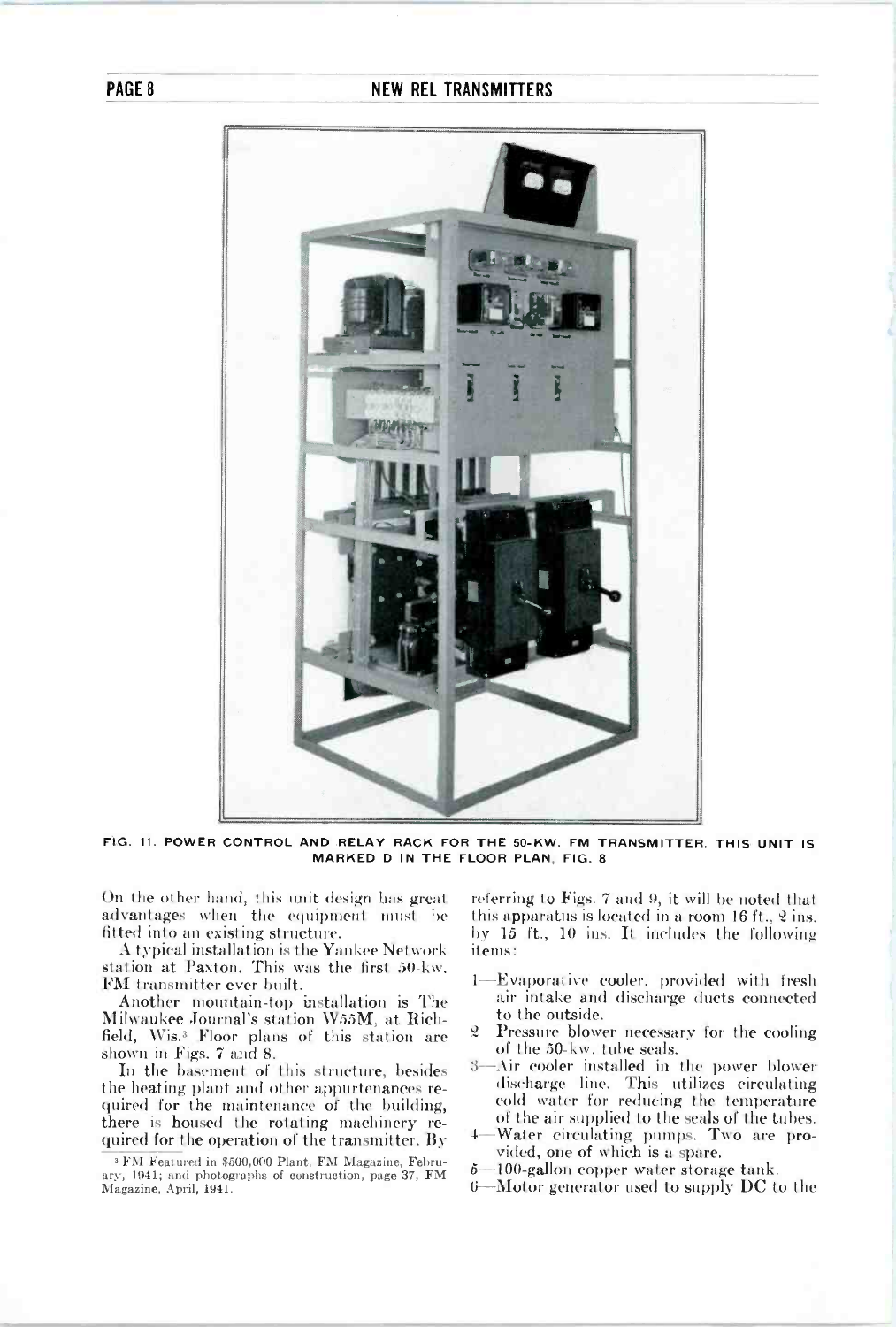FIG. 11. POWER CONTROL AND RELAY RACK FOR THE 50-KW. FM TRANSMITTER. THIS UNIT IS MARKED D IN THE FLOOR PLAN, FIG. 8

On the other hand, this unit design has great advantages when the equipment must be fitted into an existing structure.

A typical installation is the Yankee Network station at Paxton. This was the first 50-kw. FM transmitter ever built.

Another mountain-top installation is The Milwaukee Journal's station W55M, at Richfield, Wis.[3] Floor plans of this station are shown in Figs. 7 and 8.

In the basement of this structure, besides the heating plant and other appurtenances required for the maintenance of the building, there is housed the rotating machinery required for the operation of the transmitter. By referring to Figs. 7 and 9, it will be noted that this apparatus is located in a room 16 ft., 2 ins. by 15 ft., 10 ins. It includes the following items:

1—Evaporative cooler, provided with fresh air intake and discharge ducts connected to the outside.
2—Pressure blower necessary for the cooling of the 50-kw. tube seals.
3—Air cooler installed in the power blower discharge line. This utilizes circulating cold water for reducing the temperature of the air supplied to the seals of the tubes.
4—Water circulating pumps. Two are provided, one of which is a spare.
5—100-gallon copper water storage tank.
6—Motor generator used to supply DC to the

[3] FM Featured in $500,000 Plant, FM Magazine, February, 1941; and photographs of construction, page 37, FM Magazine, April, 1941.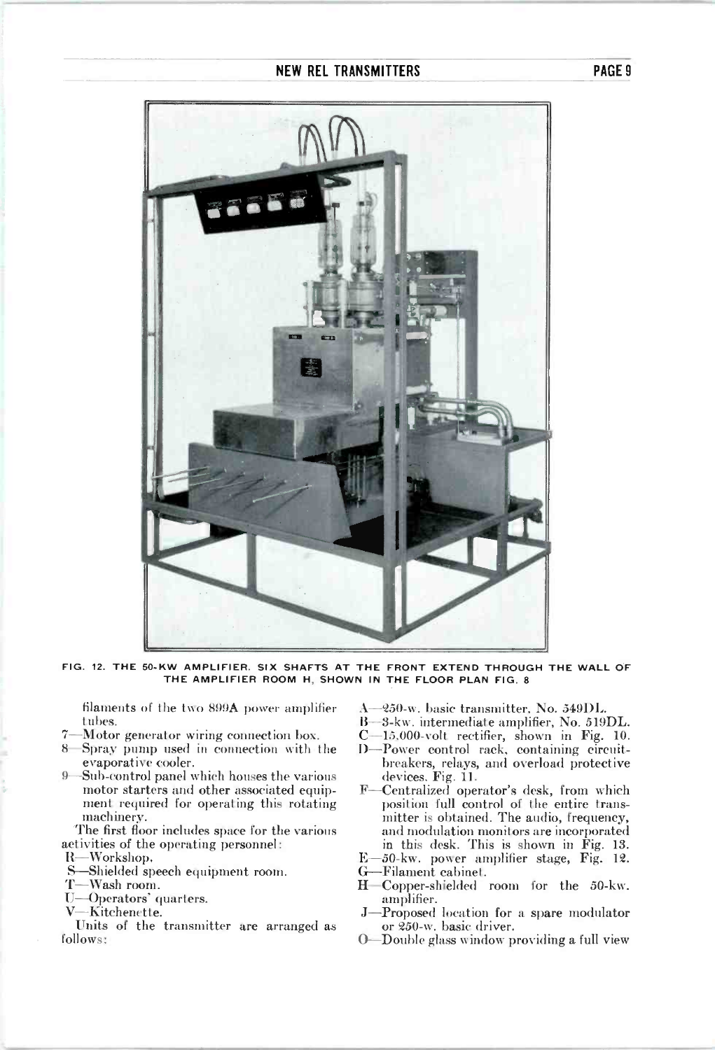FIG. 12. THE 50-KW AMPLIFIER. SIX SHAFTS AT THE FRONT EXTEND THROUGH THE WALL OF THE AMPLIFIER ROOM H, SHOWN IN THE FLOOR PLAN FIG. 8

filaments of the two 899A power amplifier tubes.

7—Motor generator wiring connection box.

8—Spray pump used in connection with the evaporative cooler.

9—Sub-control panel which houses the various motor starters and other associated equipment required for operating this rotating machinery.

The first floor includes space for the various activities of the operating personnel:

R—Workshop.

S—Shielded speech equipment room.

T—Wash room.

U—Operators' quarters.

V—Kitchenette.

Units of the transmitter are arranged as follows:

A—250-w. basic transmitter, No. 549DL.

B—3-kw. intermediate amplifier, No. 519DL.

C—15,000-volt rectifier, shown in Fig. 10.

D—Power control rack, containing circuit-breakers, relays, and overload protective devices. Fig. 11.

F—Centralized operator's desk, from which position full control of the entire transmitter is obtained. The audio, frequency, and modulation monitors are incorporated in this desk. This is shown in Fig. 13.

E—50-kw. power amplifier stage, Fig. 12.

G—Filament cabinet.

H—Copper-shielded room for the 50-kw. amplifier.

J—Proposed location for a spare modulator or 250-w. basic driver.

O—Double glass window providing a full view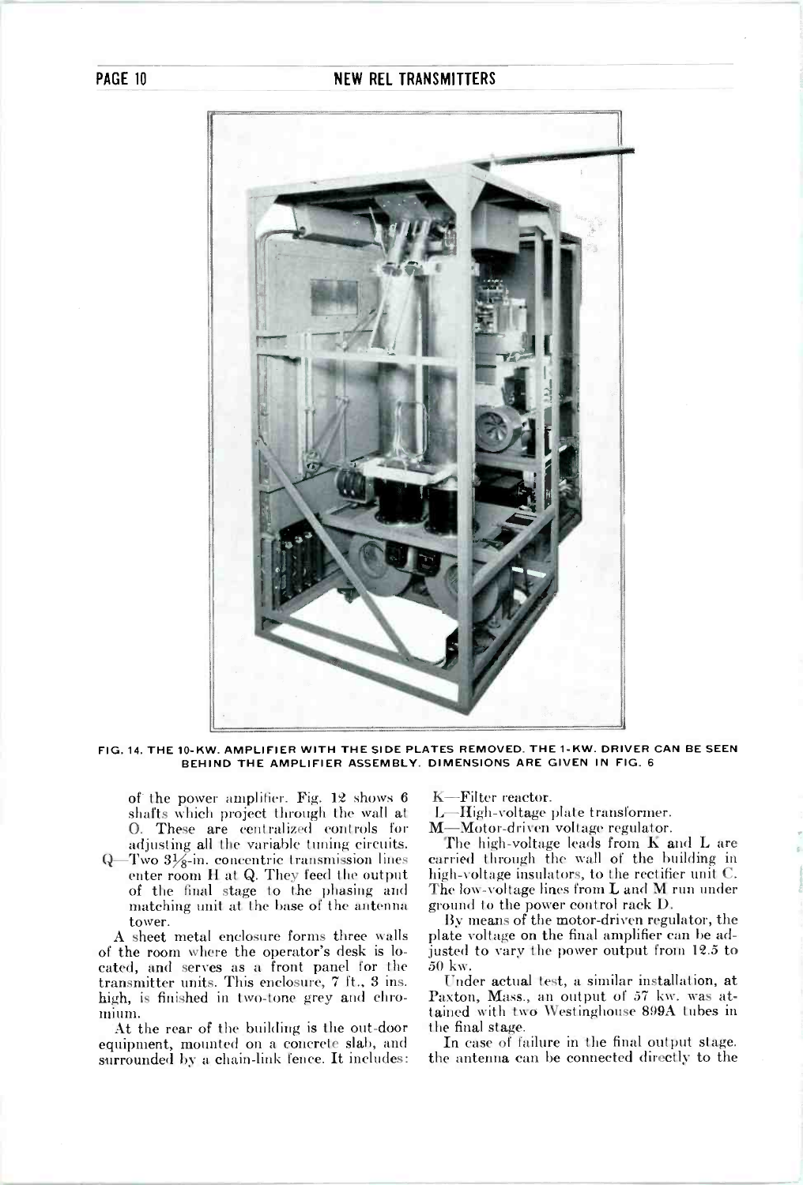FIG. 14. THE 10-KW. AMPLIFIER WITH THE SIDE PLATES REMOVED. THE 1-KW. DRIVER CAN BE SEEN BEHIND THE AMPLIFIER ASSEMBLY. DIMENSIONS ARE GIVEN IN FIG. 6

of the power amplifier. Fig. 12 shows 6 shafts which project through the wall at O. These are centralized controls for adjusting all the variable tuning circuits.

Q—Two 3⅛-in. concentric transmission lines enter room H at Q. They feed the output of the final stage to the phasing and matching unit at the base of the antenna tower.

A sheet metal enclosure forms three walls of the room where the operator's desk is located, and serves as a front panel for the transmitter units. This enclosure, 7 ft., 3 ins. high, is finished in two-tone grey and chromium.

At the rear of the building is the out-door equipment, mounted on a concrete slab, and surrounded by a chain-link fence. It includes:

K—Filter reactor.

L—High-voltage plate transformer.

M—Motor-driven voltage regulator.

The high-voltage leads from K and L are carried through the wall of the building in high-voltage insulators, to the rectifier unit C. The low-voltage lines from L and M run under ground to the power control rack D.

By means of the motor-driven regulator, the plate voltage on the final amplifier can be adjusted to vary the power output from 12.5 to 50 kw.

Under actual test, a similar installation, at Paxton, Mass., an output of 57 kw. was attained with two Westinghouse 899A tubes in the final stage.

In case of failure in the final output stage, the antenna can be connected directly to the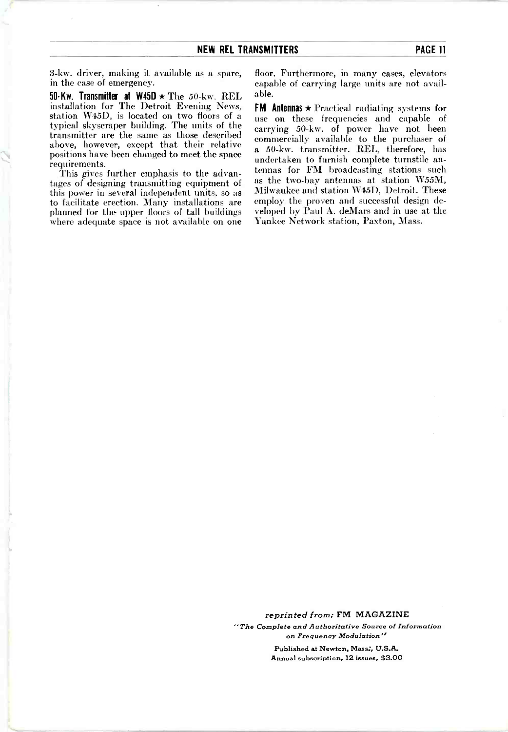3-kw. driver, making it available as a spare, in the case of emergency.

**50-Kw. Transmitter at W45D** ★ The 50-kw. REL installation for The Detroit Evening News, station W45D, is located on two floors of a typical skyscraper building. The units of the transmitter are the same as those described above, however, except that their relative positions have been changed to meet the space requirements.

This gives further emphasis to the advantages of designing transmitting equipment of this power in several independent units, so as to facilitate erection. Many installations are planned for the upper floors of tall buildings where adequate space is not available on one floor. Furthermore, in many cases, elevators capable of carrying large units are not available.

**FM Antennas** ★ Practical radiating systems for use on these frequencies and capable of carrying 50-kw. of power have not been commercially available to the purchaser of a 50-kw. transmitter. REL, therefore, has undertaken to furnish complete turnstile antennas for FM broadcasting stations such as the two-bay antennas at station W55M, Milwaukee and station W45D, Detroit. These employ the proven and successful design developed by Paul A. deMars and in use at the Yankee Network station, Paxton, Mass.

*reprinted from:* **FM MAGAZINE**

*"The Complete and Authoritative Source of Information on Frequency Modulation"*

Published at Newton, Mass., U.S.A.
Annual subscription, 12 issues, $3.00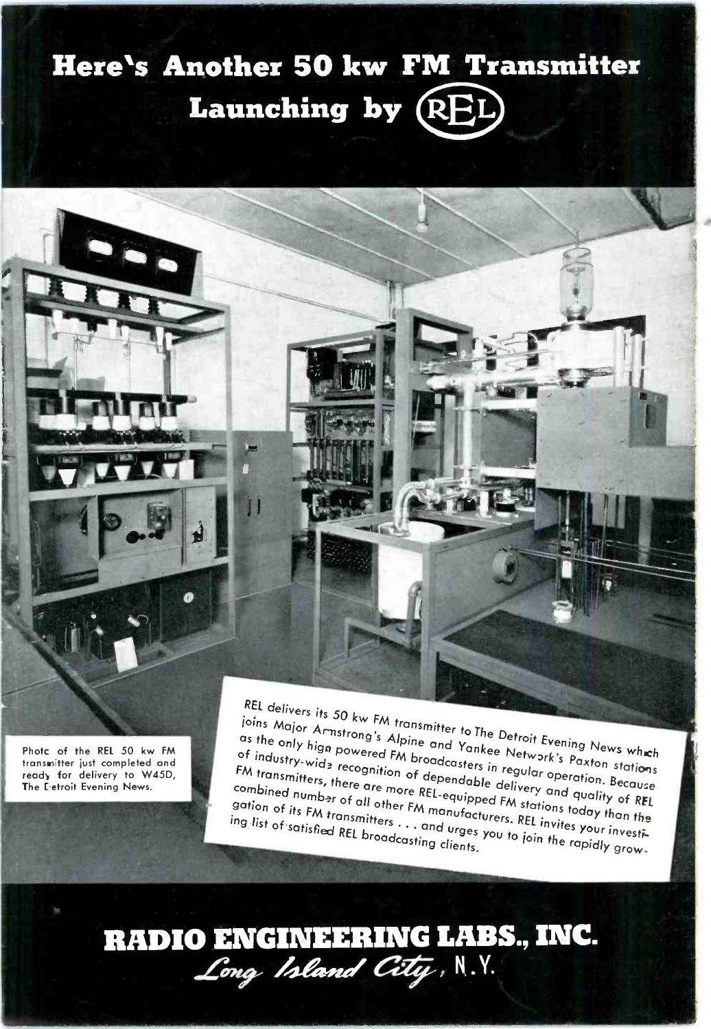# Here's Another 50 kw FM Transmitter Launching by REL

Photo of the REL 50 kw FM transmitter just completed and ready for delivery to W45D, The Detroit Evening News.

REL delivers its 50 kw FM transmitter to The Detroit Evening News which joins Major Armstrong's Alpine and Yankee Network's Paxton stations as the only high powered FM broadcasters in regular operation. Because of industry-wide recognition of dependable delivery and quality of REL FM transmitters, there are more REL-equipped FM stations today than the combined number of all other FM manufacturers. REL invites your investigation of its FM transmitters . . . and urges you to join the rapidly growing list of satisfied REL broadcasting clients.

## RADIO ENGINEERING LABS., INC.

*Long Island City*, N.Y.